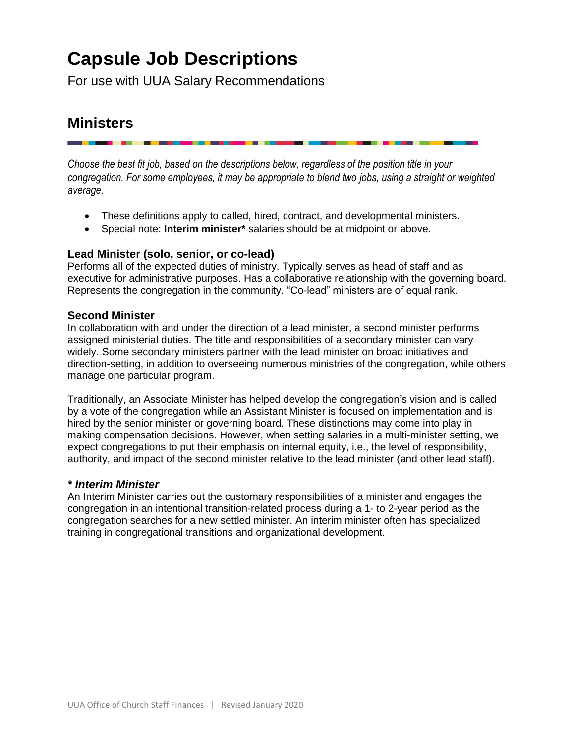# Capsule Job Descriptions

For use with UUA Salary Recommendations

## Ministers

*Choose the best fit job, based on the descriptions below, regardless of the position title in your congregation. For some employees, it may be appropriate to blend two jobs, using a straight or weighted average.*

- These definitions apply to called, hired, contract, and developmental ministers.
- Special note: **Interim minister*** salaries should be at midpoint or above.

### Lead Minister (solo, senior, or co-lead)

Performs all of the expected duties of ministry. Typically serves as head of staff and as executive for administrative purposes. Has a collaborative relationship with the governing board. Represents the congregation in the community. "Co-lead" ministers are of equal rank.

### Second Minister

In collaboration with and under the direction of a lead minister, a second minister performs assigned ministerial duties. The title and responsibilities of a secondary minister can vary widely. Some secondary ministers partner with the lead minister on broad initiatives and direction-setting, in addition to overseeing numerous ministries of the congregation, while others manage one particular program.

Traditionally, an Associate Minister has helped develop the congregation's vision and is called by a vote of the congregation while an Assistant Minister is focused on implementation and is hired by the senior minister or governing board. These distinctions may come into play in making compensation decisions. However, when setting salaries in a multi-minister setting, we expect congregations to put their emphasis on internal equity, i.e., the level of responsibility, authority, and impact of the second minister relative to the lead minister (and other lead staff).

### *** *Interim Minister***

An Interim Minister carries out the customary responsibilities of a minister and engages the congregation in an intentional transition-related process during a 1- to 2-year period as the congregation searches for a new settled minister. An interim minister often has specialized training in congregational transitions and organizational development.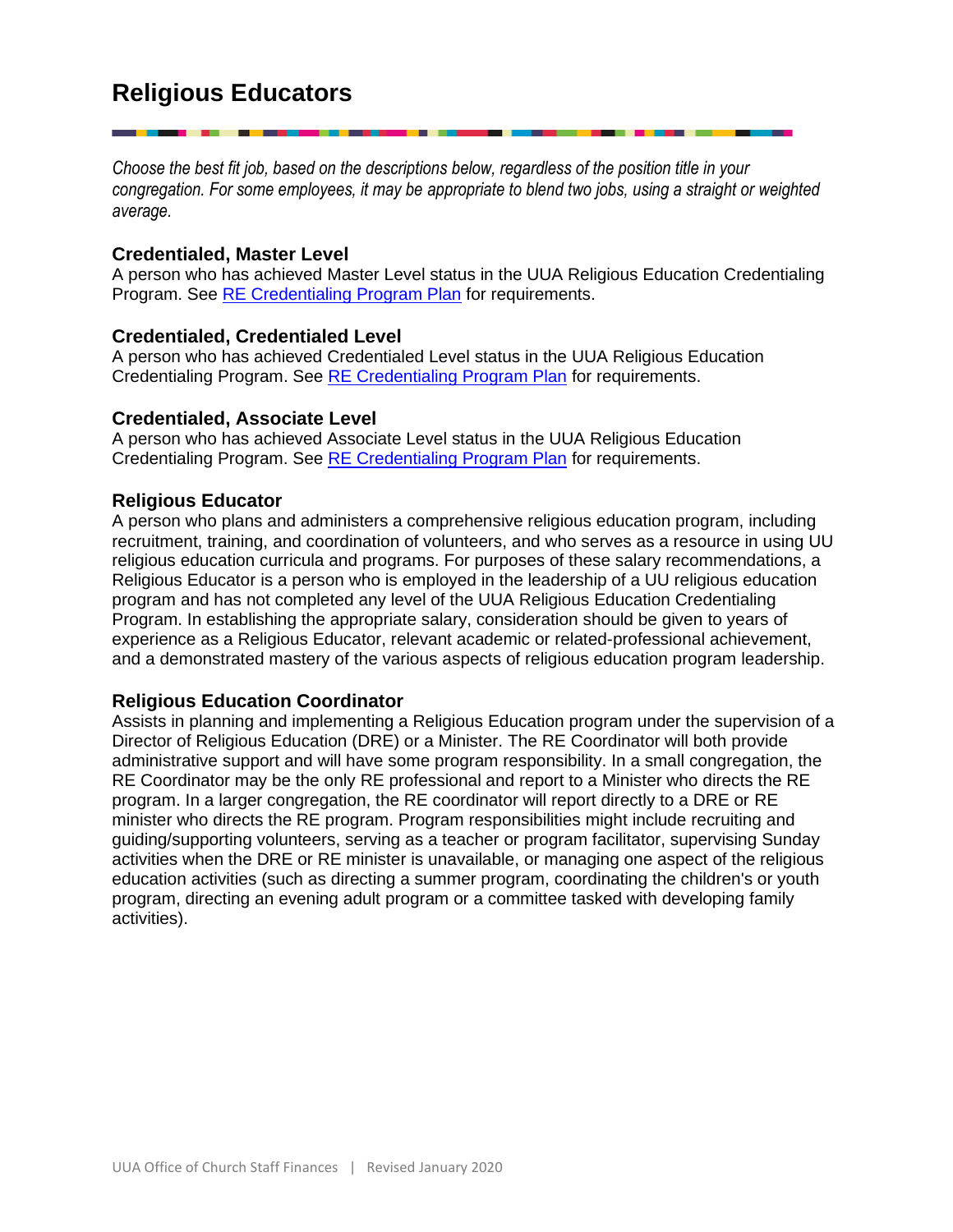# Religious Educators

*Choose the best fit job, based on the descriptions below, regardless of the position title in your congregation. For some employees, it may be appropriate to blend two jobs, using a straight or weighted average.*

### Credentialed, Master Level

A person who has achieved Master Level status in the UUA Religious Education Credentialing Program. See RE Credentialing Program Plan for requirements.

### Credentialed, Credentialed Level

A person who has achieved Credentialed Level status in the UUA Religious Education Credentialing Program. See RE Credentialing Program Plan for requirements.

### Credentialed, Associate Level

A person who has achieved Associate Level status in the UUA Religious Education Credentialing Program. See RE Credentialing Program Plan for requirements.

### Religious Educator

A person who plans and administers a comprehensive religious education program, including recruitment, training, and coordination of volunteers, and who serves as a resource in using UU religious education curricula and programs. For purposes of these salary recommendations, a Religious Educator is a person who is employed in the leadership of a UU religious education program and has not completed any level of the UUA Religious Education Credentialing Program. In establishing the appropriate salary, consideration should be given to years of experience as a Religious Educator, relevant academic or related-professional achievement, and a demonstrated mastery of the various aspects of religious education program leadership.

### Religious Education Coordinator

Assists in planning and implementing a Religious Education program under the supervision of a Director of Religious Education (DRE) or a Minister. The RE Coordinator will both provide administrative support and will have some program responsibility. In a small congregation, the RE Coordinator may be the only RE professional and report to a Minister who directs the RE program. In a larger congregation, the RE coordinator will report directly to a DRE or RE minister who directs the RE program. Program responsibilities might include recruiting and guiding/supporting volunteers, serving as a teacher or program facilitator, supervising Sunday activities when the DRE or RE minister is unavailable, or managing one aspect of the religious education activities (such as directing a summer program, coordinating the children's or youth program, directing an evening adult program or a committee tasked with developing family activities).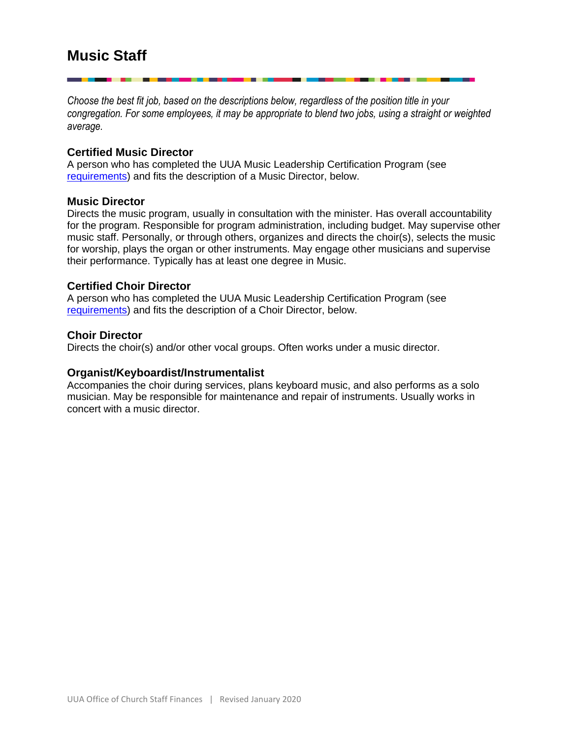# Music Staff

*Choose the best fit job, based on the descriptions below, regardless of the position title in your congregation. For some employees, it may be appropriate to blend two jobs, using a straight or weighted average.*

### Certified Music Director

A person who has completed the UUA Music Leadership Certification Program (see requirements) and fits the description of a Music Director, below.

### Music Director

Directs the music program, usually in consultation with the minister. Has overall accountability for the program. Responsible for program administration, including budget. May supervise other music staff. Personally, or through others, organizes and directs the choir(s), selects the music for worship, plays the organ or other instruments. May engage other musicians and supervise their performance. Typically has at least one degree in Music.

### Certified Choir Director

A person who has completed the UUA Music Leadership Certification Program (see requirements) and fits the description of a Choir Director, below.

### Choir Director

Directs the choir(s) and/or other vocal groups. Often works under a music director.

### Organist/Keyboardist/Instrumentalist

Accompanies the choir during services, plans keyboard music, and also performs as a solo musician. May be responsible for maintenance and repair of instruments. Usually works in concert with a music director.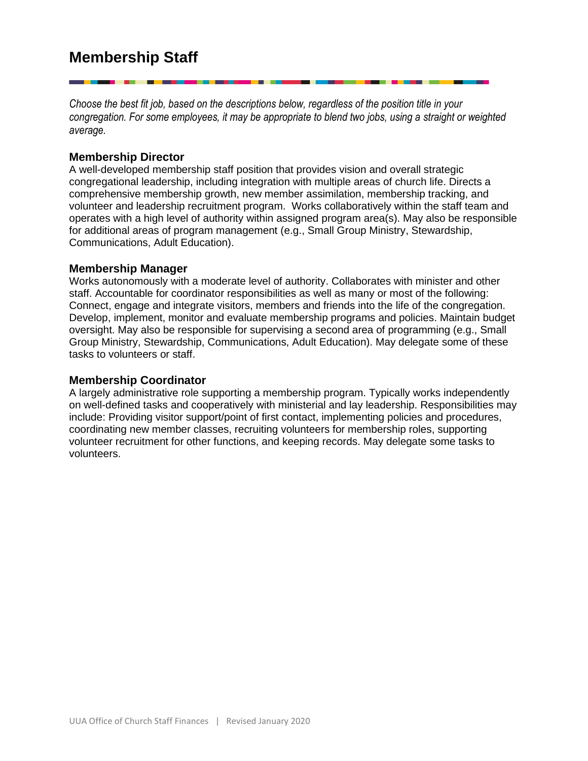# Membership Staff

*Choose the best fit job, based on the descriptions below, regardless of the position title in your congregation. For some employees, it may be appropriate to blend two jobs, using a straight or weighted average.*

### Membership Director

A well-developed membership staff position that provides vision and overall strategic congregational leadership, including integration with multiple areas of church life. Directs a comprehensive membership growth, new member assimilation, membership tracking, and volunteer and leadership recruitment program. Works collaboratively within the staff team and operates with a high level of authority within assigned program area(s). May also be responsible for additional areas of program management (e.g., Small Group Ministry, Stewardship, Communications, Adult Education).

### Membership Manager

Works autonomously with a moderate level of authority. Collaborates with minister and other staff. Accountable for coordinator responsibilities as well as many or most of the following: Connect, engage and integrate visitors, members and friends into the life of the congregation. Develop, implement, monitor and evaluate membership programs and policies. Maintain budget oversight. May also be responsible for supervising a second area of programming (e.g., Small Group Ministry, Stewardship, Communications, Adult Education). May delegate some of these tasks to volunteers or staff.

### Membership Coordinator

A largely administrative role supporting a membership program. Typically works independently on well-defined tasks and cooperatively with ministerial and lay leadership. Responsibilities may include: Providing visitor support/point of first contact, implementing policies and procedures, coordinating new member classes, recruiting volunteers for membership roles, supporting volunteer recruitment for other functions, and keeping records. May delegate some tasks to volunteers.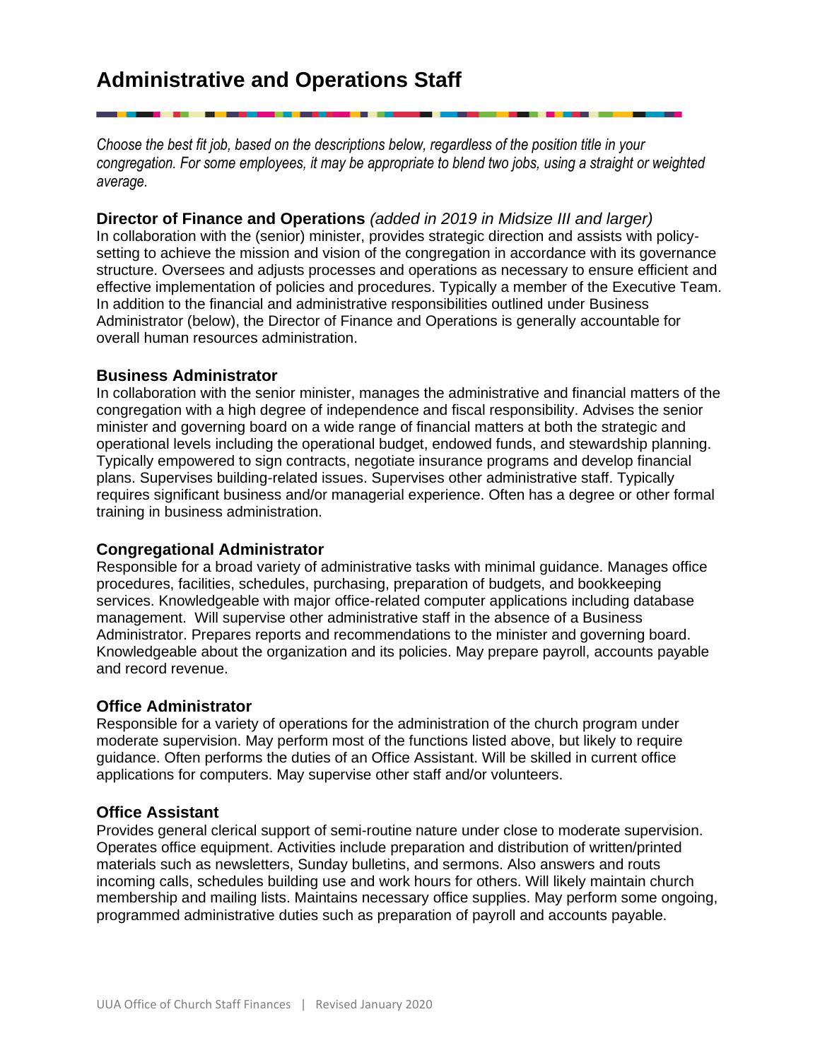# Administrative and Operations Staff

*Choose the best fit job, based on the descriptions below, regardless of the position title in your congregation. For some employees, it may be appropriate to blend two jobs, using a straight or weighted average.*

### Director of Finance and Operations *(added in 2019 in Midsize III and larger)*

In collaboration with the (senior) minister, provides strategic direction and assists with policy-setting to achieve the mission and vision of the congregation in accordance with its governance structure. Oversees and adjusts processes and operations as necessary to ensure efficient and effective implementation of policies and procedures. Typically a member of the Executive Team. In addition to the financial and administrative responsibilities outlined under Business Administrator (below), the Director of Finance and Operations is generally accountable for overall human resources administration.

### Business Administrator

In collaboration with the senior minister, manages the administrative and financial matters of the congregation with a high degree of independence and fiscal responsibility. Advises the senior minister and governing board on a wide range of financial matters at both the strategic and operational levels including the operational budget, endowed funds, and stewardship planning. Typically empowered to sign contracts, negotiate insurance programs and develop financial plans. Supervises building-related issues. Supervises other administrative staff. Typically requires significant business and/or managerial experience. Often has a degree or other formal training in business administration.

### Congregational Administrator

Responsible for a broad variety of administrative tasks with minimal guidance. Manages office procedures, facilities, schedules, purchasing, preparation of budgets, and bookkeeping services. Knowledgeable with major office-related computer applications including database management. Will supervise other administrative staff in the absence of a Business Administrator. Prepares reports and recommendations to the minister and governing board. Knowledgeable about the organization and its policies. May prepare payroll, accounts payable and record revenue.

### Office Administrator

Responsible for a variety of operations for the administration of the church program under moderate supervision. May perform most of the functions listed above, but likely to require guidance. Often performs the duties of an Office Assistant. Will be skilled in current office applications for computers. May supervise other staff and/or volunteers.

### Office Assistant

Provides general clerical support of semi-routine nature under close to moderate supervision. Operates office equipment. Activities include preparation and distribution of written/printed materials such as newsletters, Sunday bulletins, and sermons. Also answers and routs incoming calls, schedules building use and work hours for others. Will likely maintain church membership and mailing lists. Maintains necessary office supplies. May perform some ongoing, programmed administrative duties such as preparation of payroll and accounts payable.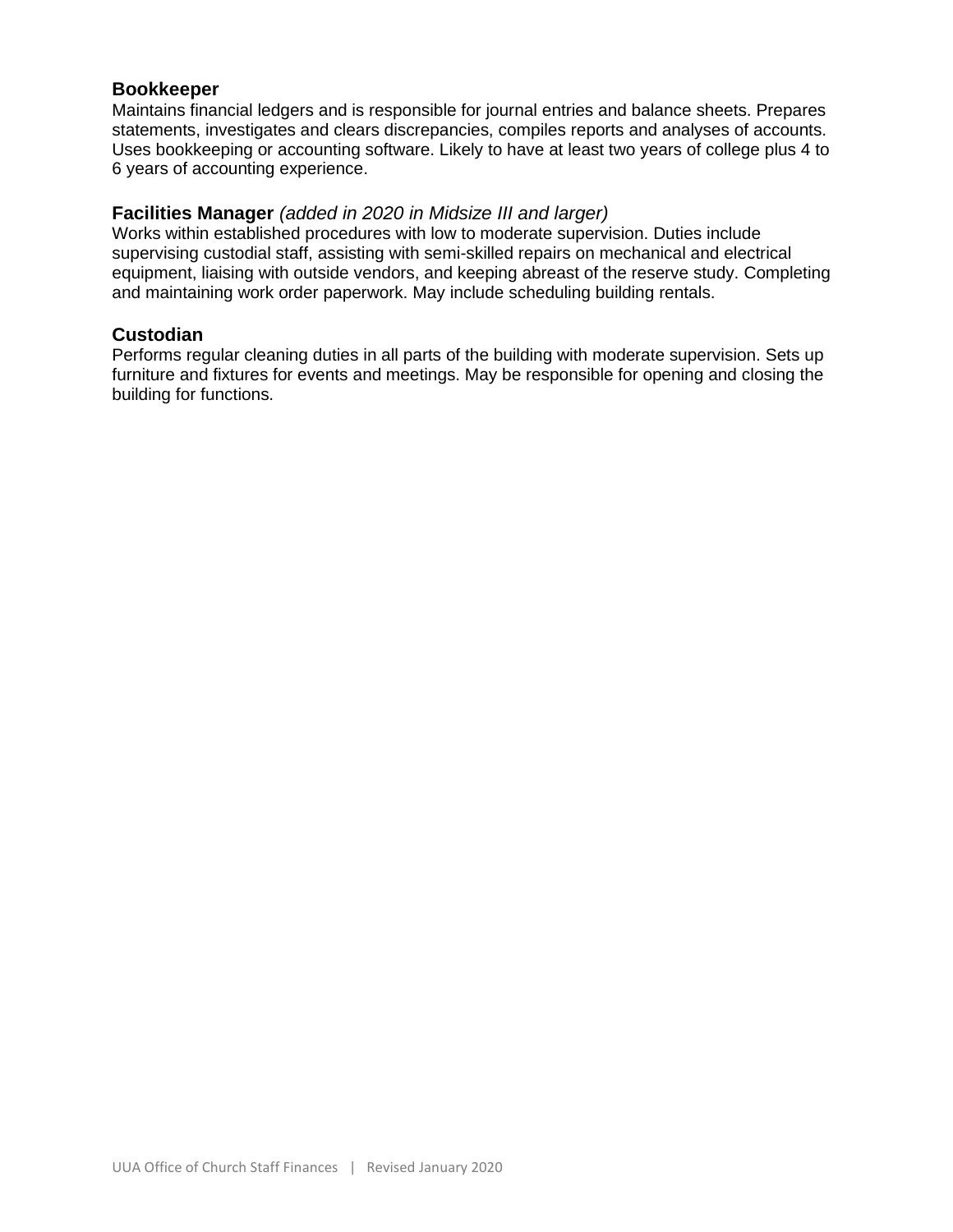**Bookkeeper**
Maintains financial ledgers and is responsible for journal entries and balance sheets. Prepares statements, investigates and clears discrepancies, compiles reports and analyses of accounts. Uses bookkeeping or accounting software. Likely to have at least two years of college plus 4 to 6 years of accounting experience.

**Facilities Manager** *(added in 2020 in Midsize III and larger)*
Works within established procedures with low to moderate supervision. Duties include supervising custodial staff, assisting with semi-skilled repairs on mechanical and electrical equipment, liaising with outside vendors, and keeping abreast of the reserve study. Completing and maintaining work order paperwork. May include scheduling building rentals.

**Custodian**
Performs regular cleaning duties in all parts of the building with moderate supervision. Sets up furniture and fixtures for events and meetings. May be responsible for opening and closing the building for functions.